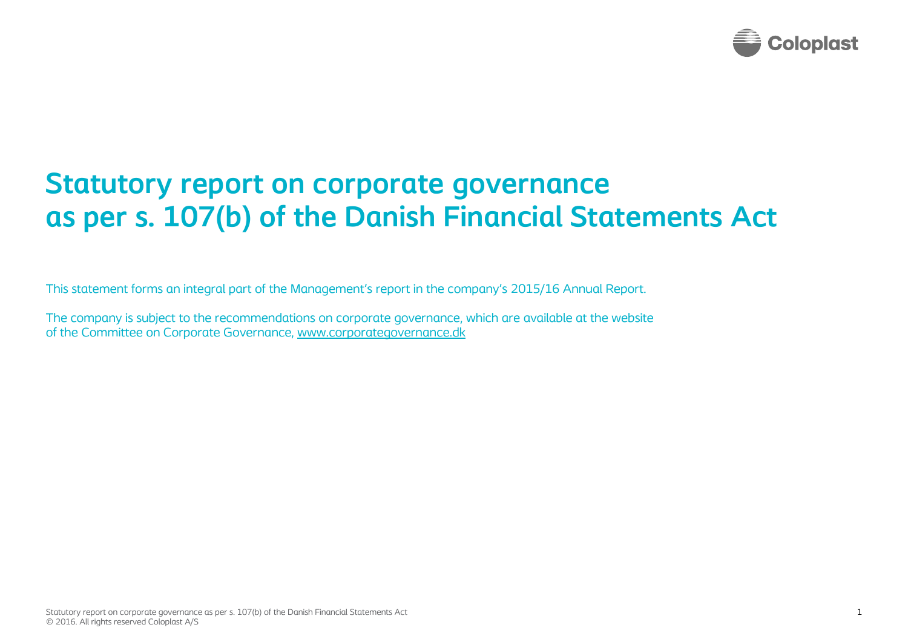# Statutory report on corporate governance as per s. 107(b) of the Danish Financial Statements Act

This statement forms an integral part of the Management's report in the company's 2015/16 Annual Report.

The company is subject to the recommendations on corporate governance, which are available at the website of the Committee on Corporate Governance, www.corporategovernance.dk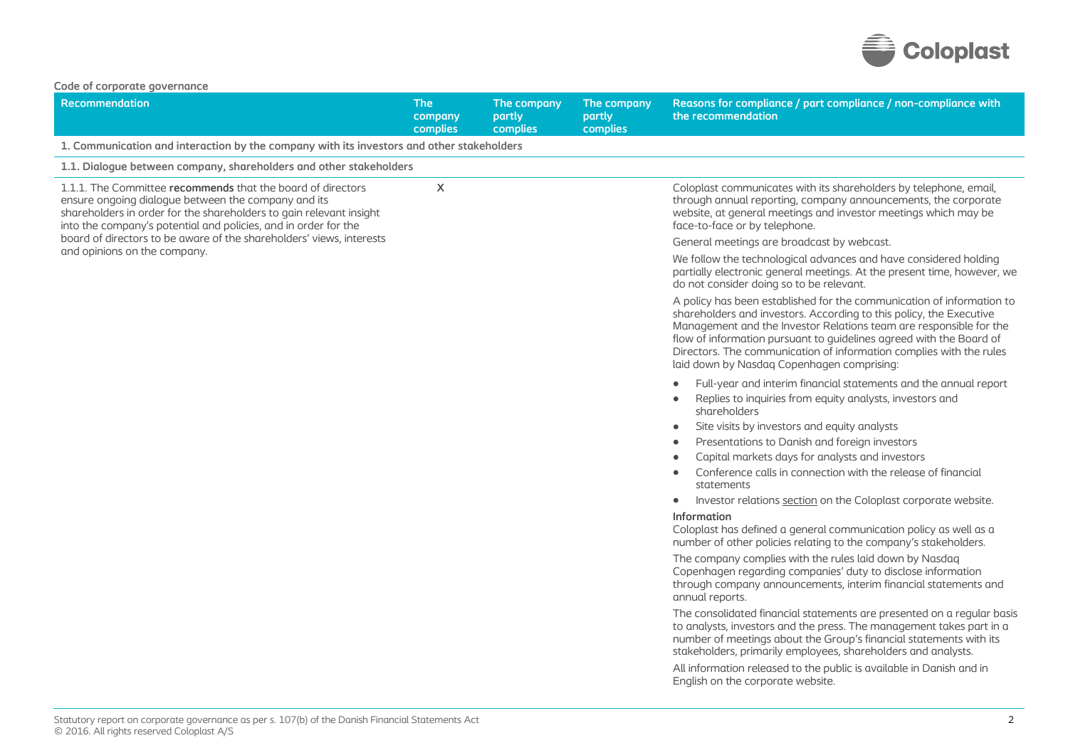**Code of corporate governance**

| Recommendation | The company complies | The company partly complies | The company partly complies | Reasons for compliance / part compliance / non-compliance with the recommendation |
|---|---|---|---|---|
| **1. Communication and interaction by the company with its investors and other stakeholders** | | | | |
| **1.1. Dialogue between company, shareholders and other stakeholders** | | | | |
| 1.1.1. The Committee **recommends** that the board of directors ensure ongoing dialogue between the company and its shareholders in order for the shareholders to gain relevant insight into the company's potential and policies, and in order for the board of directors to be aware of the shareholders' views, interests and opinions on the company. | X | | | Coloplast communicates with its shareholders by telephone, email, through annual reporting, company announcements, the corporate website, at general meetings and investor meetings which may be face-to-face or by telephone.<br><br>General meetings are broadcast by webcast.<br><br>We follow the technological advances and have considered holding partially electronic general meetings. At the present time, however, we do not consider doing so to be relevant.<br><br>A policy has been established for the communication of information to shareholders and investors. According to this policy, the Executive Management and the Investor Relations team are responsible for the flow of information pursuant to guidelines agreed with the Board of Directors. The communication of information complies with the rules laid down by Nasdaq Copenhagen comprising:<br><br>• Full-year and interim financial statements and the annual report<br>• Replies to inquiries from equity analysts, investors and shareholders<br>• Site visits by investors and equity analysts<br>• Presentations to Danish and foreign investors<br>• Capital markets days for analysts and investors<br>• Conference calls in connection with the release of financial statements<br>• Investor relations section on the Coloplast corporate website.<br><br>**Information**<br>Coloplast has defined a general communication policy as well as a number of other policies relating to the company's stakeholders.<br><br>The company complies with the rules laid down by Nasdaq Copenhagen regarding companies' duty to disclose information through company announcements, interim financial statements and annual reports.<br><br>The consolidated financial statements are presented on a regular basis to analysts, investors and the press. The management takes part in a number of meetings about the Group's financial statements with its stakeholders, primarily employees, shareholders and analysts.<br><br>All information released to the public is available in Danish and in English on the corporate website. |

Statutory report on corporate governance as per s. 107(b) of the Danish Financial Statements Act
© 2016. All rights reserved Coloplast A/S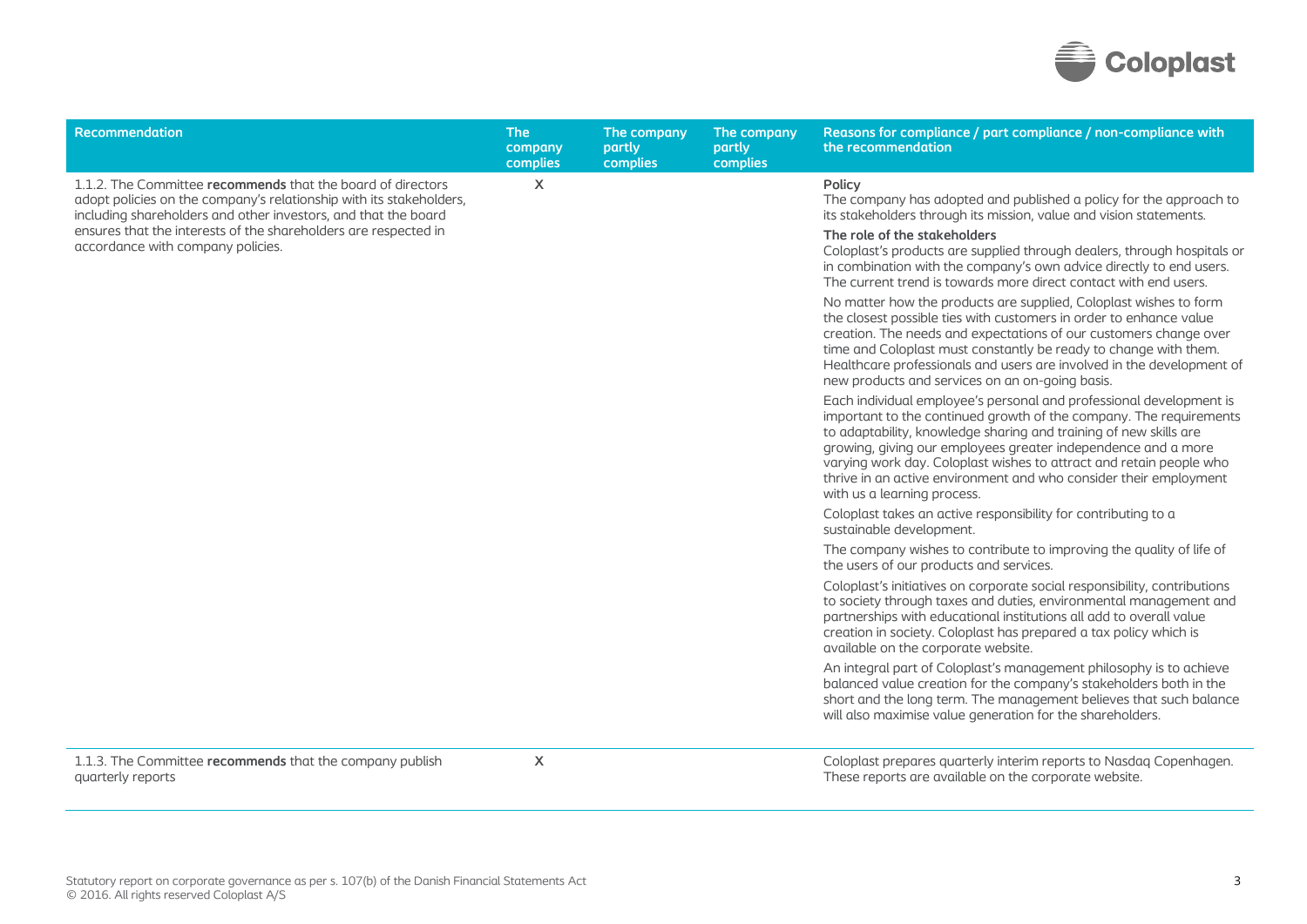| Recommendation | The company complies | The company partly complies | The company partly complies | Reasons for compliance / part compliance / non-compliance with the recommendation |
|---|---|---|---|---|
| 1.1.2. The Committee **recommends** that the board of directors adopt policies on the company's relationship with its stakeholders, including shareholders and other investors, and that the board ensures that the interests of the shareholders are respected in accordance with company policies. | X | | | **Policy**<br>The company has adopted and published a policy for the approach to its stakeholders through its mission, value and vision statements.<br>**The role of the stakeholders**<br>Coloplast's products are supplied through dealers, through hospitals or in combination with the company's own advice directly to end users. The current trend is towards more direct contact with end users.<br>No matter how the products are supplied, Coloplast wishes to form the closest possible ties with customers in order to enhance value creation. The needs and expectations of our customers change over time and Coloplast must constantly be ready to change with them. Healthcare professionals and users are involved in the development of new products and services on an on-going basis.<br>Each individual employee's personal and professional development is important to the continued growth of the company. The requirements to adaptability, knowledge sharing and training of new skills are growing, giving our employees greater independence and a more varying work day. Coloplast wishes to attract and retain people who thrive in an active environment and who consider their employment with us a learning process.<br>Coloplast takes an active responsibility for contributing to a sustainable development.<br>The company wishes to contribute to improving the quality of life of the users of our products and services.<br>Coloplast's initiatives on corporate social responsibility, contributions to society through taxes and duties, environmental management and partnerships with educational institutions all add to overall value creation in society. Coloplast has prepared a tax policy which is available on the corporate website.<br>An integral part of Coloplast's management philosophy is to achieve balanced value creation for the company's stakeholders both in the short and the long term. The management believes that such balance will also maximise value generation for the shareholders. |
| 1.1.3. The Committee **recommends** that the company publish quarterly reports | X | | | Coloplast prepares quarterly interim reports to Nasdaq Copenhagen. These reports are available on the corporate website. |

Statutory report on corporate governance as per s. 107(b) of the Danish Financial Statements Act
© 2016. All rights reserved Coloplast A/S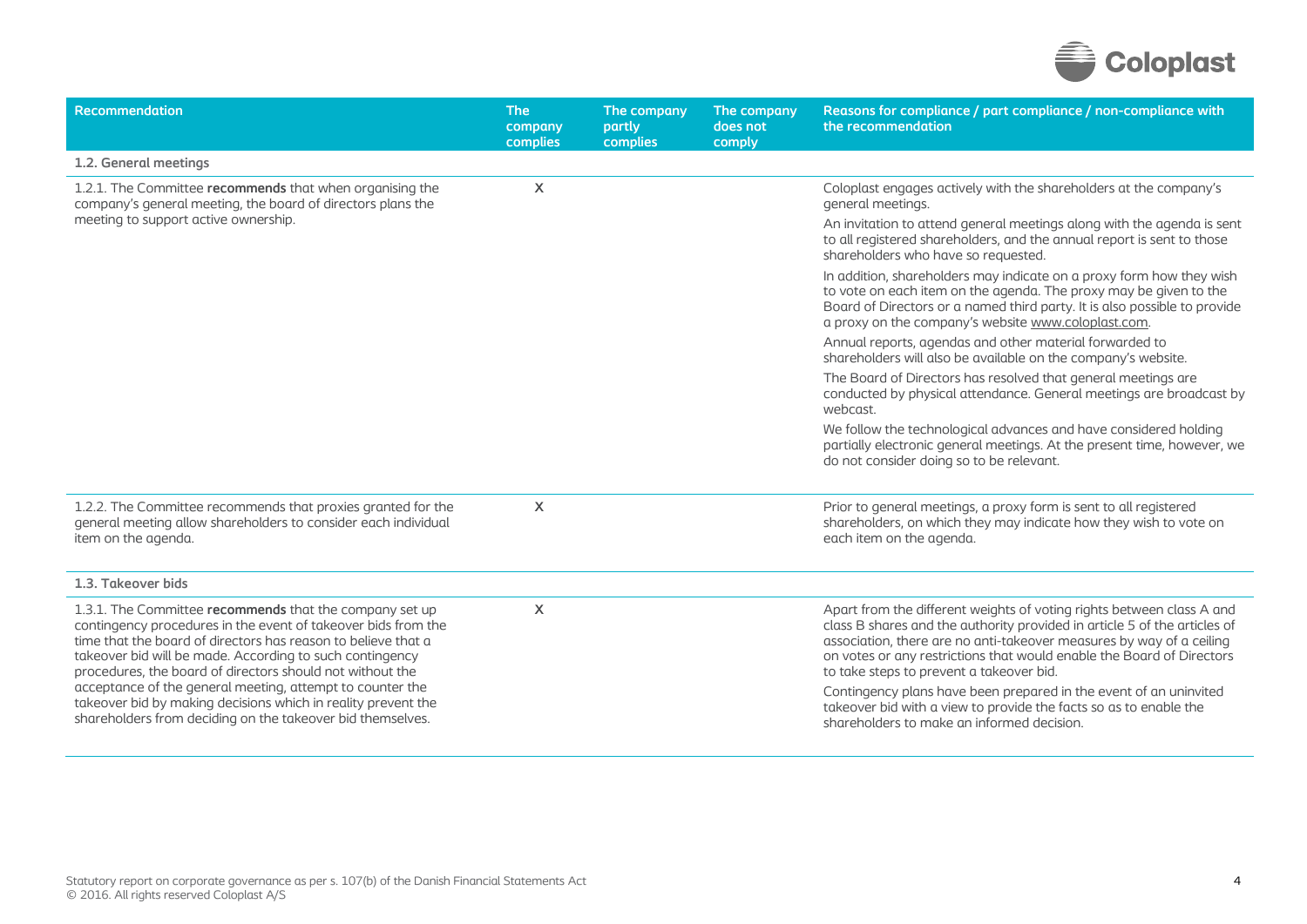| Recommendation | The company complies | The company partly complies | The company does not comply | Reasons for compliance / part compliance / non-compliance with the recommendation |
|---|---|---|---|---|
| **1.2. General meetings** | | | | |
| 1.2.1. The Committee **recommends** that when organising the company's general meeting, the board of directors plans the meeting to support active ownership. | X | | | Coloplast engages actively with the shareholders at the company's general meetings.<br>An invitation to attend general meetings along with the agenda is sent to all registered shareholders, and the annual report is sent to those shareholders who have so requested.<br>In addition, shareholders may indicate on a proxy form how they wish to vote on each item on the agenda. The proxy may be given to the Board of Directors or a named third party. It is also possible to provide a proxy on the company's website www.coloplast.com.<br>Annual reports, agendas and other material forwarded to shareholders will also be available on the company's website.<br>The Board of Directors has resolved that general meetings are conducted by physical attendance. General meetings are broadcast by webcast.<br>We follow the technological advances and have considered holding partially electronic general meetings. At the present time, however, we do not consider doing so to be relevant. |
| 1.2.2. The Committee recommends that proxies granted for the general meeting allow shareholders to consider each individual item on the agenda. | X | | | Prior to general meetings, a proxy form is sent to all registered shareholders, on which they may indicate how they wish to vote on each item on the agenda. |
| **1.3. Takeover bids** | | | | |
| 1.3.1. The Committee **recommends** that the company set up contingency procedures in the event of takeover bids from the time that the board of directors has reason to believe that a takeover bid will be made. According to such contingency procedures, the board of directors should not without the acceptance of the general meeting, attempt to counter the takeover bid by making decisions which in reality prevent the shareholders from deciding on the takeover bid themselves. | X | | | Apart from the different weights of voting rights between class A and class B shares and the authority provided in article 5 of the articles of association, there are no anti-takeover measures by way of a ceiling on votes or any restrictions that would enable the Board of Directors to take steps to prevent a takeover bid.<br>Contingency plans have been prepared in the event of an uninvited takeover bid with a view to provide the facts so as to enable the shareholders to make an informed decision. |

Statutory report on corporate governance as per s. 107(b) of the Danish Financial Statements Act
© 2016. All rights reserved Coloplast A/S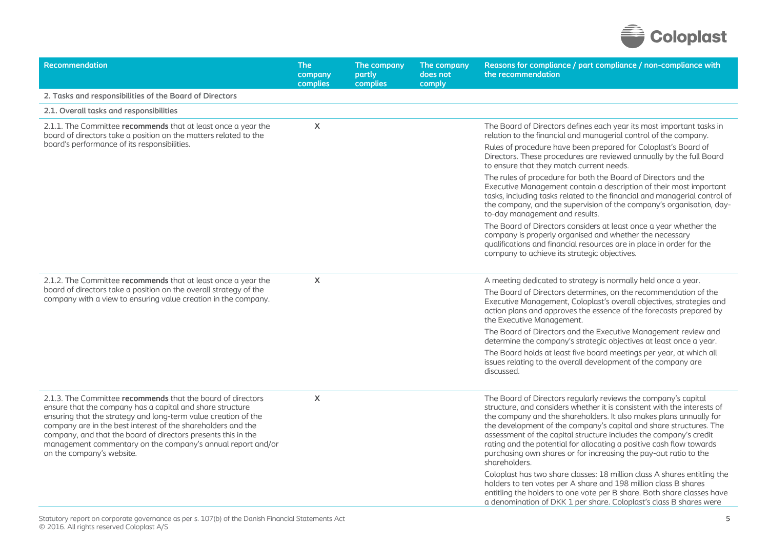| Recommendation | The company complies | The company partly complies | The company does not comply | Reasons for compliance / part compliance / non-compliance with the recommendation |
|---|---|---|---|---|
| **2. Tasks and responsibilities of the Board of Directors** | | | | |
| **2.1. Overall tasks and responsibilities** | | | | |
| 2.1.1. The Committee **recommends** that at least once a year the board of directors take a position on the matters related to the board's performance of its responsibilities. | X | | | The Board of Directors defines each year its most important tasks in relation to the financial and managerial control of the company.<br>Rules of procedure have been prepared for Coloplast's Board of Directors. These procedures are reviewed annually by the full Board to ensure that they match current needs.<br>The rules of procedure for both the Board of Directors and the Executive Management contain a description of their most important tasks, including tasks related to the financial and managerial control of the company, and the supervision of the company's organisation, day-to-day management and results.<br>The Board of Directors considers at least once a year whether the company is properly organised and whether the necessary qualifications and financial resources are in place in order for the company to achieve its strategic objectives. |
| 2.1.2. The Committee **recommends** that at least once a year the board of directors take a position on the overall strategy of the company with a view to ensuring value creation in the company. | X | | | A meeting dedicated to strategy is normally held once a year.<br>The Board of Directors determines, on the recommendation of the Executive Management, Coloplast's overall objectives, strategies and action plans and approves the essence of the forecasts prepared by the Executive Management.<br>The Board of Directors and the Executive Management review and determine the company's strategic objectives at least once a year.<br>The Board holds at least five board meetings per year, at which all issues relating to the overall development of the company are discussed. |
| 2.1.3. The Committee **recommends** that the board of directors ensure that the company has a capital and share structure ensuring that the strategy and long-term value creation of the company are in the best interest of the shareholders and the company, and that the board of directors presents this in the management commentary on the company's annual report and/or on the company's website. | X | | | The Board of Directors regularly reviews the company's capital structure, and considers whether it is consistent with the interests of the company and the shareholders. It also makes plans annually for the development of the company's capital and share structures. The assessment of the capital structure includes the company's credit rating and the potential for allocating a positive cash flow towards purchasing own shares or for increasing the pay-out ratio to the shareholders.<br>Coloplast has two share classes: 18 million class A shares entitling the holders to ten votes per A share and 198 million class B shares entitling the holders to one vote per B share. Both share classes have a denomination of DKK 1 per share. Coloplast's class B shares were |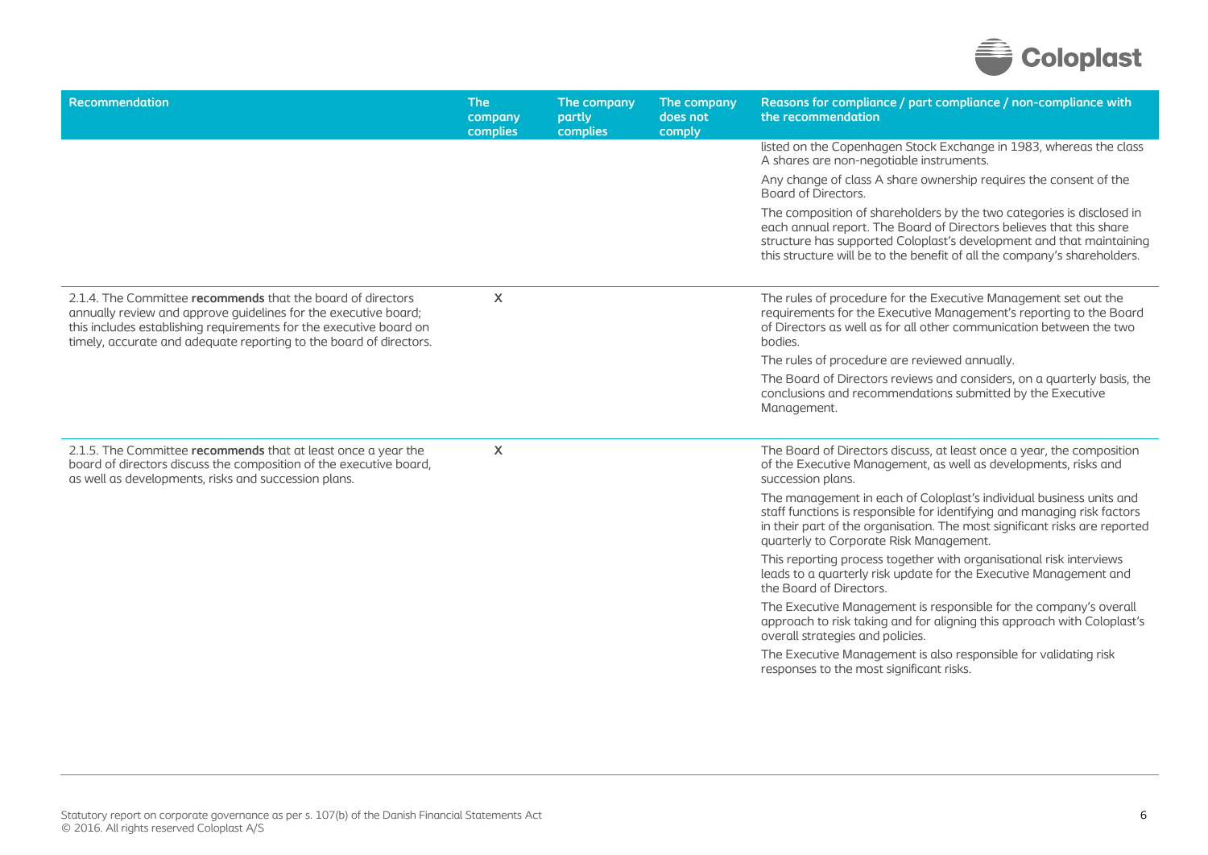| Recommendation | The company complies | The company partly complies | The company does not comply | Reasons for compliance / part compliance / non-compliance with the recommendation |
|---|---|---|---|---|
| | | | | listed on the Copenhagen Stock Exchange in 1983, whereas the class A shares are non-negotiable instruments.<br><br>Any change of class A share ownership requires the consent of the Board of Directors.<br><br>The composition of shareholders by the two categories is disclosed in each annual report. The Board of Directors believes that this share structure has supported Coloplast's development and that maintaining this structure will be to the benefit of all the company's shareholders. |
| 2.1.4. The Committee **recommends** that the board of directors annually review and approve guidelines for the executive board; this includes establishing requirements for the executive board on timely, accurate and adequate reporting to the board of directors. | X | | | The rules of procedure for the Executive Management set out the requirements for the Executive Management's reporting to the Board of Directors as well as for all other communication between the two bodies.<br><br>The rules of procedure are reviewed annually.<br><br>The Board of Directors reviews and considers, on a quarterly basis, the conclusions and recommendations submitted by the Executive Management. |
| 2.1.5. The Committee **recommends** that at least once a year the board of directors discuss the composition of the executive board, as well as developments, risks and succession plans. | X | | | The Board of Directors discuss, at least once a year, the composition of the Executive Management, as well as developments, risks and succession plans.<br><br>The management in each of Coloplast's individual business units and staff functions is responsible for identifying and managing risk factors in their part of the organisation. The most significant risks are reported quarterly to Corporate Risk Management.<br><br>This reporting process together with organisational risk interviews leads to a quarterly risk update for the Executive Management and the Board of Directors.<br><br>The Executive Management is responsible for the company's overall approach to risk taking and for aligning this approach with Coloplast's overall strategies and policies.<br><br>The Executive Management is also responsible for validating risk responses to the most significant risks. |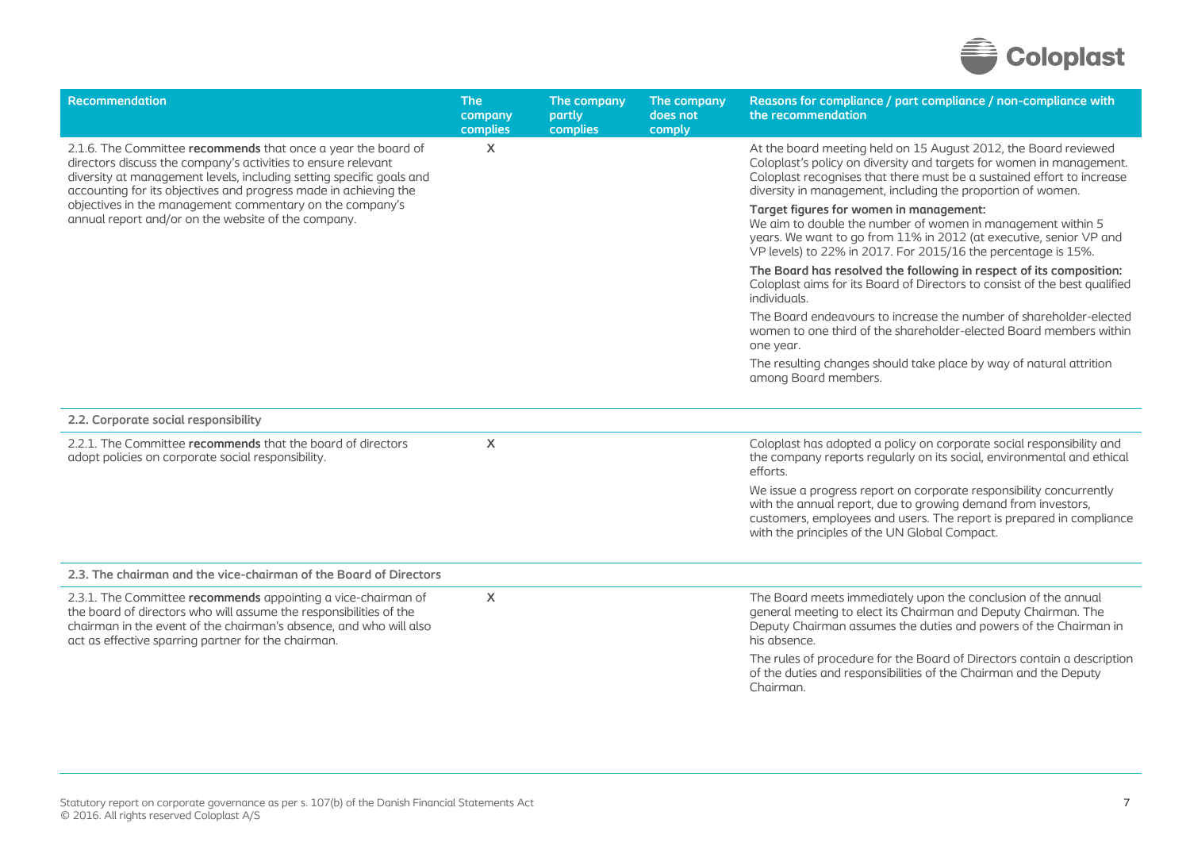| Recommendation | The company complies | The company partly complies | The company does not comply | Reasons for compliance / part compliance / non-compliance with the recommendation |
|---|---|---|---|---|
| 2.1.6. The Committee **recommends** that once a year the board of directors discuss the company's activities to ensure relevant diversity at management levels, including setting specific goals and accounting for its objectives and progress made in achieving the objectives in the management commentary on the company's annual report and/or on the website of the company. | X | | | At the board meeting held on 15 August 2012, the Board reviewed Coloplast's policy on diversity and targets for women in management. Coloplast recognises that there must be a sustained effort to increase diversity in management, including the proportion of women.<br><br>**Target figures for women in management:**<br>We aim to double the number of women in management within 5 years. We want to go from 11% in 2012 (at executive, senior VP and VP levels) to 22% in 2017. For 2015/16 the percentage is 15%.<br><br>**The Board has resolved the following in respect of its composition:**<br>Coloplast aims for its Board of Directors to consist of the best qualified individuals.<br><br>The Board endeavours to increase the number of shareholder-elected women to one third of the shareholder-elected Board members within one year.<br><br>The resulting changes should take place by way of natural attrition among Board members. |
| **2.2. Corporate social responsibility** | | | | |
| 2.2.1. The Committee **recommends** that the board of directors adopt policies on corporate social responsibility. | X | | | Coloplast has adopted a policy on corporate social responsibility and the company reports regularly on its social, environmental and ethical efforts.<br><br>We issue a progress report on corporate responsibility concurrently with the annual report, due to growing demand from investors, customers, employees and users. The report is prepared in compliance with the principles of the UN Global Compact. |
| **2.3. The chairman and the vice-chairman of the Board of Directors** | | | | |
| 2.3.1. The Committee **recommends** appointing a vice-chairman of the board of directors who will assume the responsibilities of the chairman in the event of the chairman's absence, and who will also act as effective sparring partner for the chairman. | X | | | The Board meets immediately upon the conclusion of the annual general meeting to elect its Chairman and Deputy Chairman. The Deputy Chairman assumes the duties and powers of the Chairman in his absence.<br><br>The rules of procedure for the Board of Directors contain a description of the duties and responsibilities of the Chairman and the Deputy Chairman. |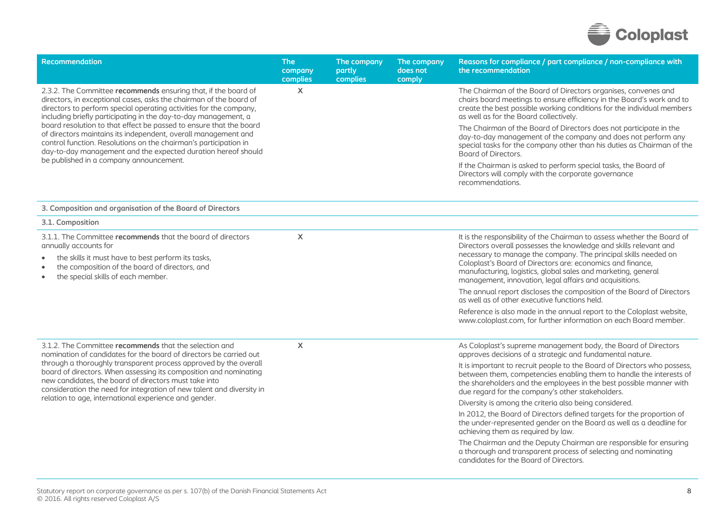| Recommendation | The company complies | The company partly complies | The company does not comply | Reasons for compliance / part compliance / non-compliance with the recommendation |
|---|---|---|---|---|
| 2.3.2. The Committee **recommends** ensuring that, if the board of directors, in exceptional cases, asks the chairman of the board of directors to perform special operating activities for the company, including briefly participating in the day-to-day management, a board resolution to that effect be passed to ensure that the board of directors maintains its independent, overall management and control function. Resolutions on the chairman's participation in day-to-day management and the expected duration hereof should be published in a company announcement. | X | | | The Chairman of the Board of Directors organises, convenes and chairs board meetings to ensure efficiency in the Board's work and to create the best possible working conditions for the individual members as well as for the Board collectively.<br><br>The Chairman of the Board of Directors does not participate in the day-to-day management of the company and does not perform any special tasks for the company other than his duties as Chairman of the Board of Directors.<br><br>If the Chairman is asked to perform special tasks, the Board of Directors will comply with the corporate governance recommendations. |
| **3. Composition and organisation of the Board of Directors** | | | | |
| **3.1. Composition** | | | | |
| 3.1.1. The Committee **recommends** that the board of directors annually accounts for<br>• the skills it must have to best perform its tasks,<br>• the composition of the board of directors, and<br>• the special skills of each member. | X | | | It is the responsibility of the Chairman to assess whether the Board of Directors overall possesses the knowledge and skills relevant and necessary to manage the company. The principal skills needed on Coloplast's Board of Directors are: economics and finance, manufacturing, logistics, global sales and marketing, general management, innovation, legal affairs and acquisitions.<br><br>The annual report discloses the composition of the Board of Directors as well as of other executive functions held.<br><br>Reference is also made in the annual report to the Coloplast website, www.coloplast.com, for further information on each Board member. |
| 3.1.2. The Committee **recommends** that the selection and nomination of candidates for the board of directors be carried out through a thoroughly transparent process approved by the overall board of directors. When assessing its composition and nominating new candidates, the board of directors must take into consideration the need for integration of new talent and diversity in relation to age, international experience and gender. | X | | | As Coloplast's supreme management body, the Board of Directors approves decisions of a strategic and fundamental nature.<br><br>It is important to recruit people to the Board of Directors who possess, between them, competencies enabling them to handle the interests of the shareholders and the employees in the best possible manner with due regard for the company's other stakeholders.<br><br>Diversity is among the criteria also being considered.<br><br>In 2012, the Board of Directors defined targets for the proportion of the under-represented gender on the Board as well as a deadline for achieving them as required by law.<br><br>The Chairman and the Deputy Chairman are responsible for ensuring a thorough and transparent process of selecting and nominating candidates for the Board of Directors. |

Statutory report on corporate governance as per s. 107(b) of the Danish Financial Statements Act
© 2016. All rights reserved Coloplast A/S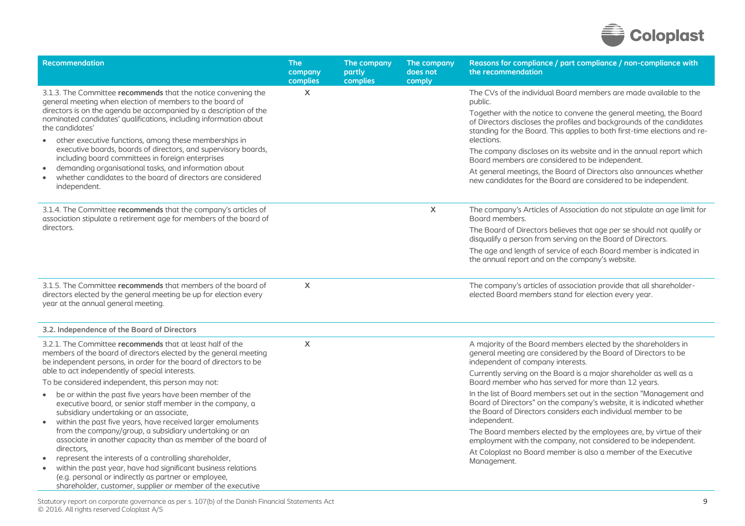| Recommendation | The company complies | The company partly complies | The company does not comply | Reasons for compliance / part compliance / non-compliance with the recommendation |
|---|---|---|---|---|
| 3.1.3. The Committee **recommends** that the notice convening the general meeting when election of members to the board of directors is on the agenda be accompanied by a description of the nominated candidates' qualifications, including information about the candidates'<br>• other executive functions, among these memberships in executive boards, boards of directors, and supervisory boards, including board committees in foreign enterprises<br>• demanding organisational tasks, and information about<br>• whether candidates to the board of directors are considered independent. | X | | | The CVs of the individual Board members are made available to the public.<br>Together with the notice to convene the general meeting, the Board of Directors discloses the profiles and backgrounds of the candidates standing for the Board. This applies to both first-time elections and re-elections.<br>The company discloses on its website and in the annual report which Board members are considered to be independent.<br>At general meetings, the Board of Directors also announces whether new candidates for the Board are considered to be independent. |
| 3.1.4. The Committee **recommends** that the company's articles of association stipulate a retirement age for members of the board of directors. | | | X | The company's Articles of Association do not stipulate an age limit for Board members.<br>The Board of Directors believes that age per se should not qualify or disqualify a person from serving on the Board of Directors.<br>The age and length of service of each Board member is indicated in the annual report and on the company's website. |
| 3.1.5. The Committee **recommends** that members of the board of directors elected by the general meeting be up for election every year at the annual general meeting. | X | | | The company's articles of association provide that all shareholder-elected Board members stand for election every year. |
| **3.2. Independence of the Board of Directors** | | | | |
| 3.2.1. The Committee **recommends** that at least half of the members of the board of directors elected by the general meeting be independent persons, in order for the board of directors to be able to act independently of special interests.<br>To be considered independent, this person may not:<br>• be or within the past five years have been member of the executive board, or senior staff member in the company, a subsidiary undertaking or an associate,<br>• within the past five years, have received larger emoluments from the company/group, a subsidiary undertaking or an associate in another capacity than as member of the board of directors,<br>• represent the interests of a controlling shareholder,<br>• within the past year, have had significant business relations (e.g. personal or indirectly as partner or employee, shareholder, customer, supplier or member of the executive | X | | | A majority of the Board members elected by the shareholders in general meeting are considered by the Board of Directors to be independent of company interests.<br>Currently serving on the Board is a major shareholder as well as a Board member who has served for more than 12 years.<br>In the list of Board members set out in the section "Management and Board of Directors" on the company's website, it is indicated whether the Board of Directors considers each individual member to be independent.<br>The Board members elected by the employees are, by virtue of their employment with the company, not considered to be independent.<br>At Coloplast no Board member is also a member of the Executive Management. |

Statutory report on corporate governance as per s. 107(b) of the Danish Financial Statements Act
© 2016. All rights reserved Coloplast A/S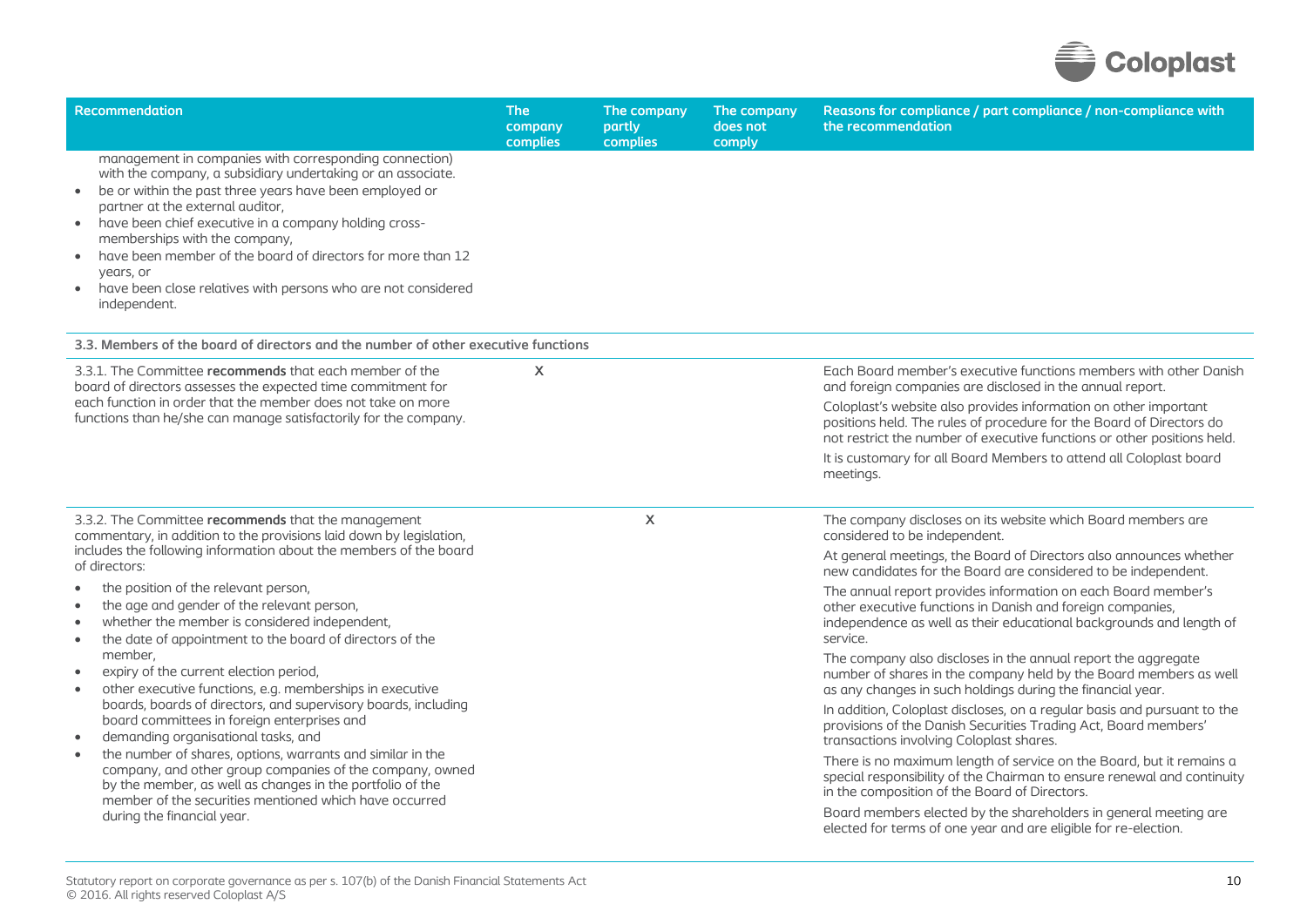| Recommendation | The company complies | The company partly complies | The company does not comply | Reasons for compliance / part compliance / non-compliance with the recommendation |
|---|---|---|---|---|
| management in companies with corresponding connection) with the company, a subsidiary undertaking or an associate.<br>• be or within the past three years have been employed or partner at the external auditor,<br>• have been chief executive in a company holding cross-memberships with the company,<br>• have been member of the board of directors for more than 12 years, or<br>• have been close relatives with persons who are not considered independent. | | | | |
| **3.3. Members of the board of directors and the number of other executive functions** | | | | |
| 3.3.1. The Committee **recommends** that each member of the board of directors assesses the expected time commitment for each function in order that the member does not take on more functions than he/she can manage satisfactorily for the company. | X | | | Each Board member's executive functions members with other Danish and foreign companies are disclosed in the annual report.<br>Coloplast's website also provides information on other important positions held. The rules of procedure for the Board of Directors do not restrict the number of executive functions or other positions held.<br>It is customary for all Board Members to attend all Coloplast board meetings. |
| 3.3.2. The Committee **recommends** that the management commentary, in addition to the provisions laid down by legislation, includes the following information about the members of the board of directors:<br>• the position of the relevant person,<br>• the age and gender of the relevant person,<br>• whether the member is considered independent,<br>• the date of appointment to the board of directors of the member,<br>• expiry of the current election period,<br>• other executive functions, e.g. memberships in executive boards, boards of directors, and supervisory boards, including board committees in foreign enterprises and<br>• demanding organisational tasks, and<br>• the number of shares, options, warrants and similar in the company, and other group companies of the company, owned by the member, as well as changes in the portfolio of the member of the securities mentioned which have occurred during the financial year. | | X | | The company discloses on its website which Board members are considered to be independent.<br>At general meetings, the Board of Directors also announces whether new candidates for the Board are considered to be independent.<br>The annual report provides information on each Board member's other executive functions in Danish and foreign companies, independence as well as their educational backgrounds and length of service.<br>The company also discloses in the annual report the aggregate number of shares in the company held by the Board members as well as any changes in such holdings during the financial year.<br>In addition, Coloplast discloses, on a regular basis and pursuant to the provisions of the Danish Securities Trading Act, Board members' transactions involving Coloplast shares.<br>There is no maximum length of service on the Board, but it remains a special responsibility of the Chairman to ensure renewal and continuity in the composition of the Board of Directors.<br>Board members elected by the shareholders in general meeting are elected for terms of one year and are eligible for re-election. |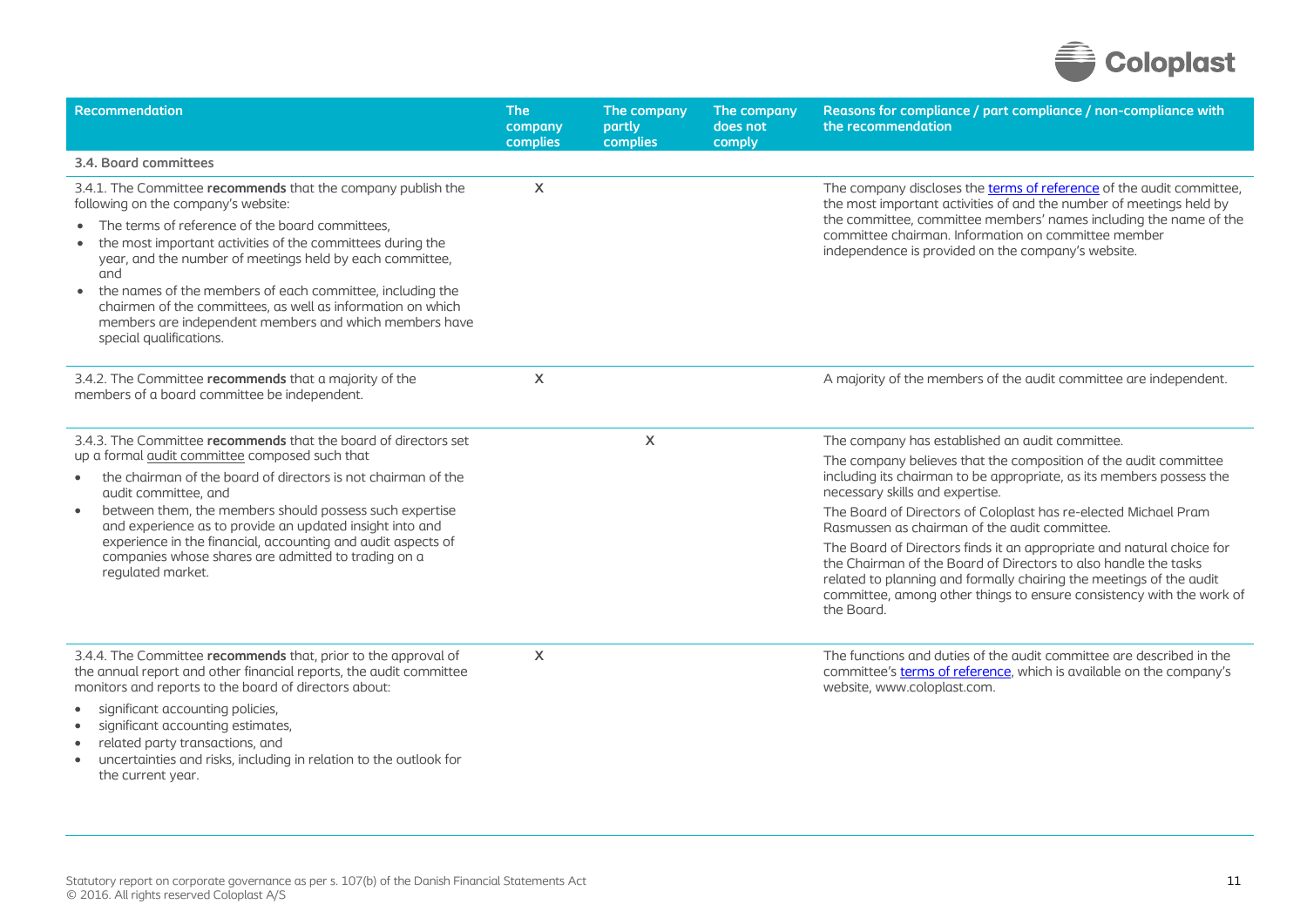| Recommendation | The company complies | The company partly complies | The company does not comply | Reasons for compliance / part compliance / non-compliance with the recommendation |
|---|---|---|---|---|
| **3.4. Board committees** | | | | |
| 3.4.1. The Committee **recommends** that the company publish the following on the company's website:<br>• The terms of reference of the board committees,<br>• the most important activities of the committees during the year, and the number of meetings held by each committee, and<br>• the names of the members of each committee, including the chairmen of the committees, as well as information on which members are independent members and which members have special qualifications. | X | | | The company discloses the terms of reference of the audit committee, the most important activities of and the number of meetings held by the committee, committee members' names including the name of the committee chairman. Information on committee member independence is provided on the company's website. |
| 3.4.2. The Committee **recommends** that a majority of the members of a board committee be independent. | X | | | A majority of the members of the audit committee are independent. |
| 3.4.3. The Committee **recommends** that the board of directors set up a formal audit committee composed such that<br>• the chairman of the board of directors is not chairman of the audit committee, and<br>• between them, the members should possess such expertise and experience as to provide an updated insight into and experience in the financial, accounting and audit aspects of companies whose shares are admitted to trading on a regulated market. | | X | | The company has established an audit committee.<br>The company believes that the composition of the audit committee including its chairman to be appropriate, as its members possess the necessary skills and expertise.<br>The Board of Directors of Coloplast has re-elected Michael Pram Rasmussen as chairman of the audit committee.<br>The Board of Directors finds it an appropriate and natural choice for the Chairman of the Board of Directors to also handle the tasks related to planning and formally chairing the meetings of the audit committee, among other things to ensure consistency with the work of the Board. |
| 3.4.4. The Committee **recommends** that, prior to the approval of the annual report and other financial reports, the audit committee monitors and reports to the board of directors about:<br>• significant accounting policies,<br>• significant accounting estimates,<br>• related party transactions, and<br>• uncertainties and risks, including in relation to the outlook for the current year. | X | | | The functions and duties of the audit committee are described in the committee's terms of reference, which is available on the company's website, www.coloplast.com. |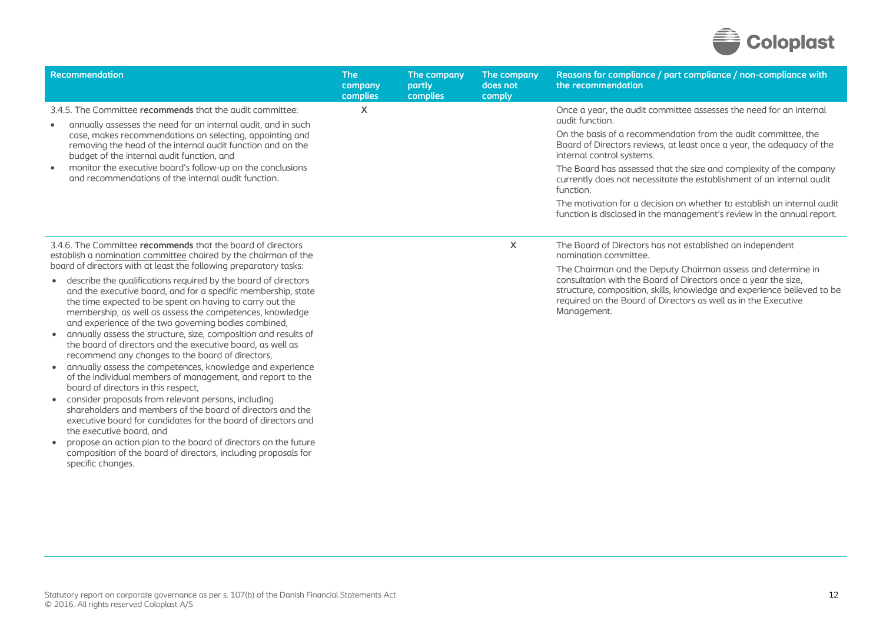| Recommendation | The company complies | The company partly complies | The company does not comply | Reasons for compliance / part compliance / non-compliance with the recommendation |
|---|---|---|---|---|
| 3.4.5. The Committee **recommends** that the audit committee:<br>• annually assesses the need for an internal audit, and in such case, makes recommendations on selecting, appointing and removing the head of the internal audit function and on the budget of the internal audit function, and<br>• monitor the executive board's follow-up on the conclusions and recommendations of the internal audit function. | X | | | Once a year, the audit committee assesses the need for an internal audit function.<br>On the basis of a recommendation from the audit committee, the Board of Directors reviews, at least once a year, the adequacy of the internal control systems.<br>The Board has assessed that the size and complexity of the company currently does not necessitate the establishment of an internal audit function.<br>The motivation for a decision on whether to establish an internal audit function is disclosed in the management's review in the annual report. |
| 3.4.6. The Committee **recommends** that the board of directors establish a nomination committee chaired by the chairman of the board of directors with at least the following preparatory tasks:<br>• describe the qualifications required by the board of directors and the executive board, and for a specific membership, state the time expected to be spent on having to carry out the membership, as well as assess the competences, knowledge and experience of the two governing bodies combined,<br>• annually assess the structure, size, composition and results of the board of directors and the executive board, as well as recommend any changes to the board of directors,<br>• annually assess the competences, knowledge and experience of the individual members of management, and report to the board of directors in this respect,<br>• consider proposals from relevant persons, including shareholders and members of the board of directors and the executive board for candidates for the board of directors and the executive board, and<br>• propose an action plan to the board of directors on the future composition of the board of directors, including proposals for specific changes. | | | X | The Board of Directors has not established an independent nomination committee.<br>The Chairman and the Deputy Chairman assess and determine in consultation with the Board of Directors once a year the size, structure, composition, skills, knowledge and experience believed to be required on the Board of Directors as well as in the Executive Management. |

Statutory report on corporate governance as per s. 107(b) of the Danish Financial Statements Act
© 2016. All rights reserved Coloplast A/S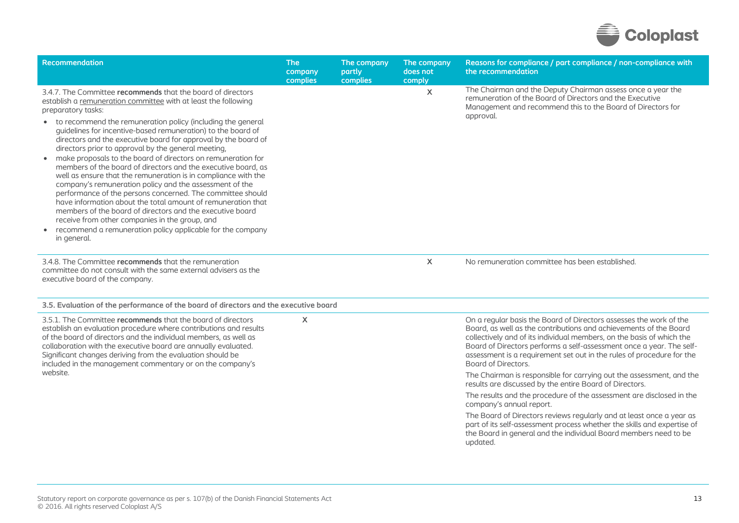| Recommendation | The company complies | The company partly complies | The company does not comply | Reasons for compliance / part compliance / non-compliance with the recommendation |
|---|---|---|---|---|
| 3.4.7. The Committee **recommends** that the board of directors establish a remuneration committee with at least the following preparatory tasks:<br>• to recommend the remuneration policy (including the general guidelines for incentive-based remuneration) to the board of directors and the executive board for approval by the board of directors prior to approval by the general meeting,<br>• make proposals to the board of directors on remuneration for members of the board of directors and the executive board, as well as ensure that the remuneration is in compliance with the company's remuneration policy and the assessment of the performance of the persons concerned. The committee should have information about the total amount of remuneration that members of the board of directors and the executive board receive from other companies in the group, and<br>• recommend a remuneration policy applicable for the company in general. | | | X | The Chairman and the Deputy Chairman assess once a year the remuneration of the Board of Directors and the Executive Management and recommend this to the Board of Directors for approval. |
| 3.4.8. The Committee **recommends** that the remuneration committee do not consult with the same external advisers as the executive board of the company. | | | X | No remuneration committee has been established. |
| **3.5. Evaluation of the performance of the board of directors and the executive board** | | | | |
| 3.5.1. The Committee **recommends** that the board of directors establish an evaluation procedure where contributions and results of the board of directors and the individual members, as well as collaboration with the executive board are annually evaluated. Significant changes deriving from the evaluation should be included in the management commentary or on the company's website. | X | | | On a regular basis the Board of Directors assesses the work of the Board, as well as the contributions and achievements of the Board collectively and of its individual members, on the basis of which the Board of Directors performs a self-assessment once a year. The self-assessment is a requirement set out in the rules of procedure for the Board of Directors.<br>The Chairman is responsible for carrying out the assessment, and the results are discussed by the entire Board of Directors.<br>The results and the procedure of the assessment are disclosed in the company's annual report.<br>The Board of Directors reviews regularly and at least once a year as part of its self-assessment process whether the skills and expertise of the Board in general and the individual Board members need to be updated. |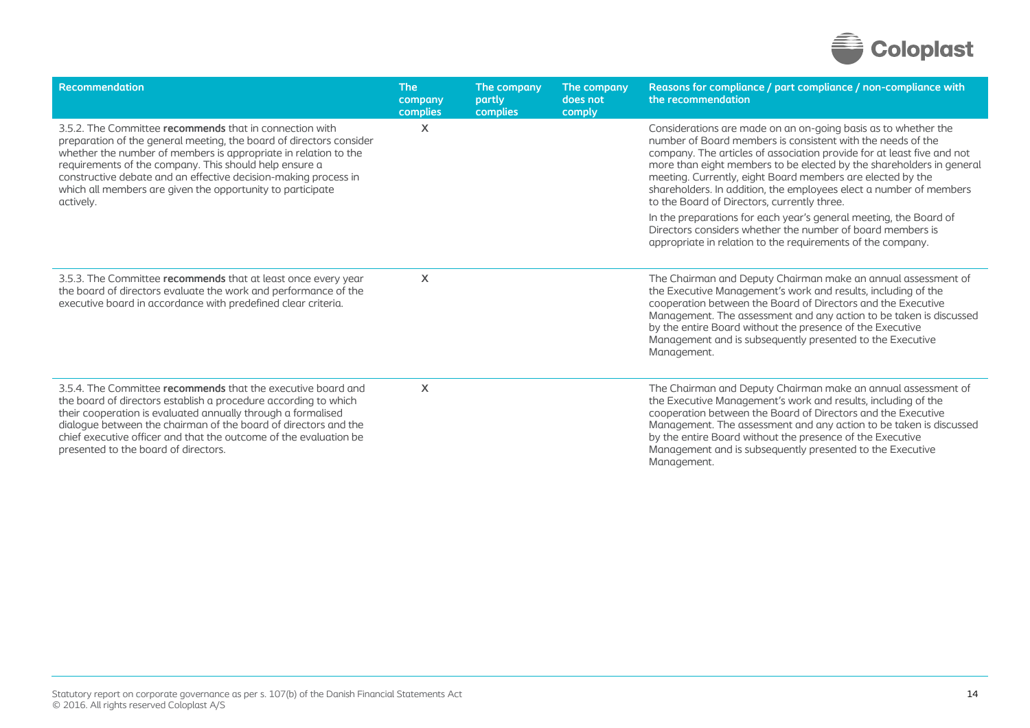| Recommendation | The company complies | The company partly complies | The company does not comply | Reasons for compliance / part compliance / non-compliance with the recommendation |
|---|---|---|---|---|
| 3.5.2. The Committee **recommends** that in connection with preparation of the general meeting, the board of directors consider whether the number of members is appropriate in relation to the requirements of the company. This should help ensure a constructive debate and an effective decision-making process in which all members are given the opportunity to participate actively. | X | | | Considerations are made on an on-going basis as to whether the number of Board members is consistent with the needs of the company. The articles of association provide for at least five and not more than eight members to be elected by the shareholders in general meeting. Currently, eight Board members are elected by the shareholders. In addition, the employees elect a number of members to the Board of Directors, currently three. In the preparations for each year's general meeting, the Board of Directors considers whether the number of board members is appropriate in relation to the requirements of the company. |
| 3.5.3. The Committee **recommends** that at least once every year the board of directors evaluate the work and performance of the executive board in accordance with predefined clear criteria. | X | | | The Chairman and Deputy Chairman make an annual assessment of the Executive Management's work and results, including of the cooperation between the Board of Directors and the Executive Management. The assessment and any action to be taken is discussed by the entire Board without the presence of the Executive Management and is subsequently presented to the Executive Management. |
| 3.5.4. The Committee **recommends** that the executive board and the board of directors establish a procedure according to which their cooperation is evaluated annually through a formalised dialogue between the chairman of the board of directors and the chief executive officer and that the outcome of the evaluation be presented to the board of directors. | X | | | The Chairman and Deputy Chairman make an annual assessment of the Executive Management's work and results, including of the cooperation between the Board of Directors and the Executive Management. The assessment and any action to be taken is discussed by the entire Board without the presence of the Executive Management and is subsequently presented to the Executive Management. |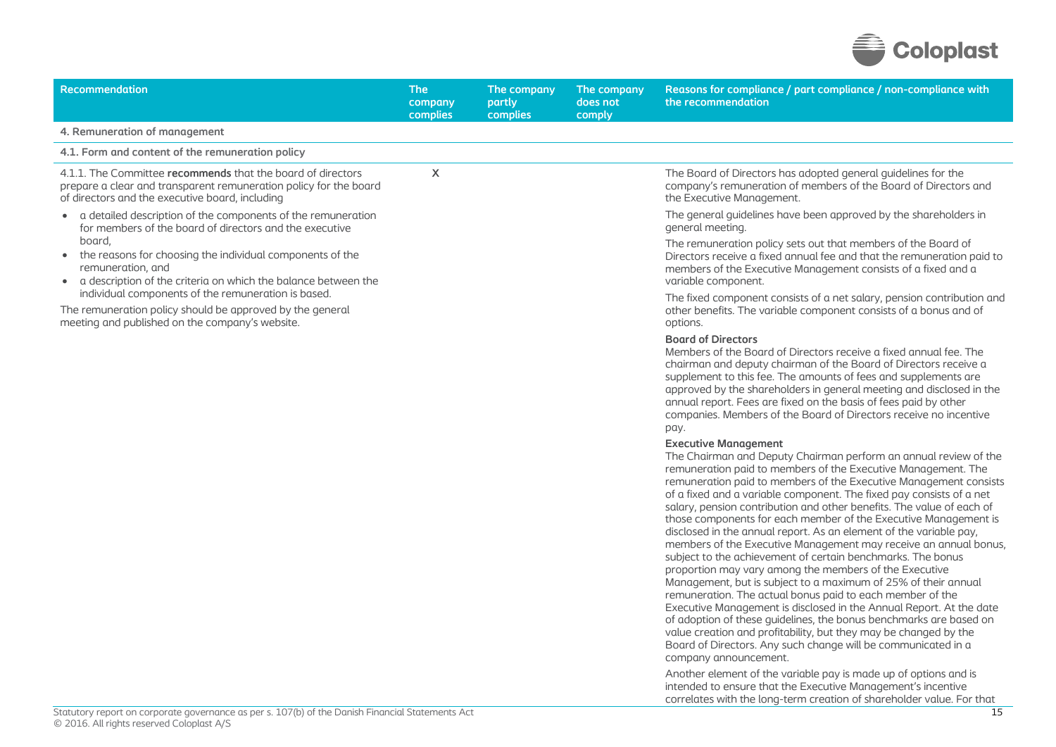| Recommendation | The company complies | The company partly complies | The company does not comply | Reasons for compliance / part compliance / non-compliance with the recommendation |
|---|---|---|---|---|
| **4. Remuneration of management** | | | | |
| **4.1. Form and content of the remuneration policy** | | | | |
| 4.1.1. The Committee **recommends** that the board of directors prepare a clear and transparent remuneration policy for the board of directors and the executive board, including<br>• a detailed description of the components of the remuneration for members of the board of directors and the executive board,<br>• the reasons for choosing the individual components of the remuneration, and<br>• a description of the criteria on which the balance between the individual components of the remuneration is based.<br>The remuneration policy should be approved by the general meeting and published on the company's website. | X | | | The Board of Directors has adopted general guidelines for the company's remuneration of members of the Board of Directors and the Executive Management.<br>The general guidelines have been approved by the shareholders in general meeting.<br>The remuneration policy sets out that members of the Board of Directors receive a fixed annual fee and that the remuneration paid to members of the Executive Management consists of a fixed and a variable component.<br>The fixed component consists of a net salary, pension contribution and other benefits. The variable component consists of a bonus and of options.<br>**Board of Directors**<br>Members of the Board of Directors receive a fixed annual fee. The chairman and deputy chairman of the Board of Directors receive a supplement to this fee. The amounts of fees and supplements are approved by the shareholders in general meeting and disclosed in the annual report. Fees are fixed on the basis of fees paid by other companies. Members of the Board of Directors receive no incentive pay.<br>**Executive Management**<br>The Chairman and Deputy Chairman perform an annual review of the remuneration paid to members of the Executive Management. The remuneration paid to members of the Executive Management consists of a fixed and a variable component. The fixed pay consists of a net salary, pension contribution and other benefits. The value of each of those components for each member of the Executive Management is disclosed in the annual report. As an element of the variable pay, members of the Executive Management may receive an annual bonus, subject to the achievement of certain benchmarks. The bonus proportion may vary among the members of the Executive Management, but is subject to a maximum of 25% of their annual remuneration. The actual bonus paid to each member of the Executive Management is disclosed in the Annual Report. At the date of adoption of these guidelines, the bonus benchmarks are based on value creation and profitability, but they may be changed by the Board of Directors. Any such change will be communicated in a company announcement.<br>Another element of the variable pay is made up of options and is intended to ensure that the Executive Management's incentive correlates with the long-term creation of shareholder value. For that |

Statutory report on corporate governance as per s. 107(b) of the Danish Financial Statements Act
© 2016. All rights reserved Coloplast A/S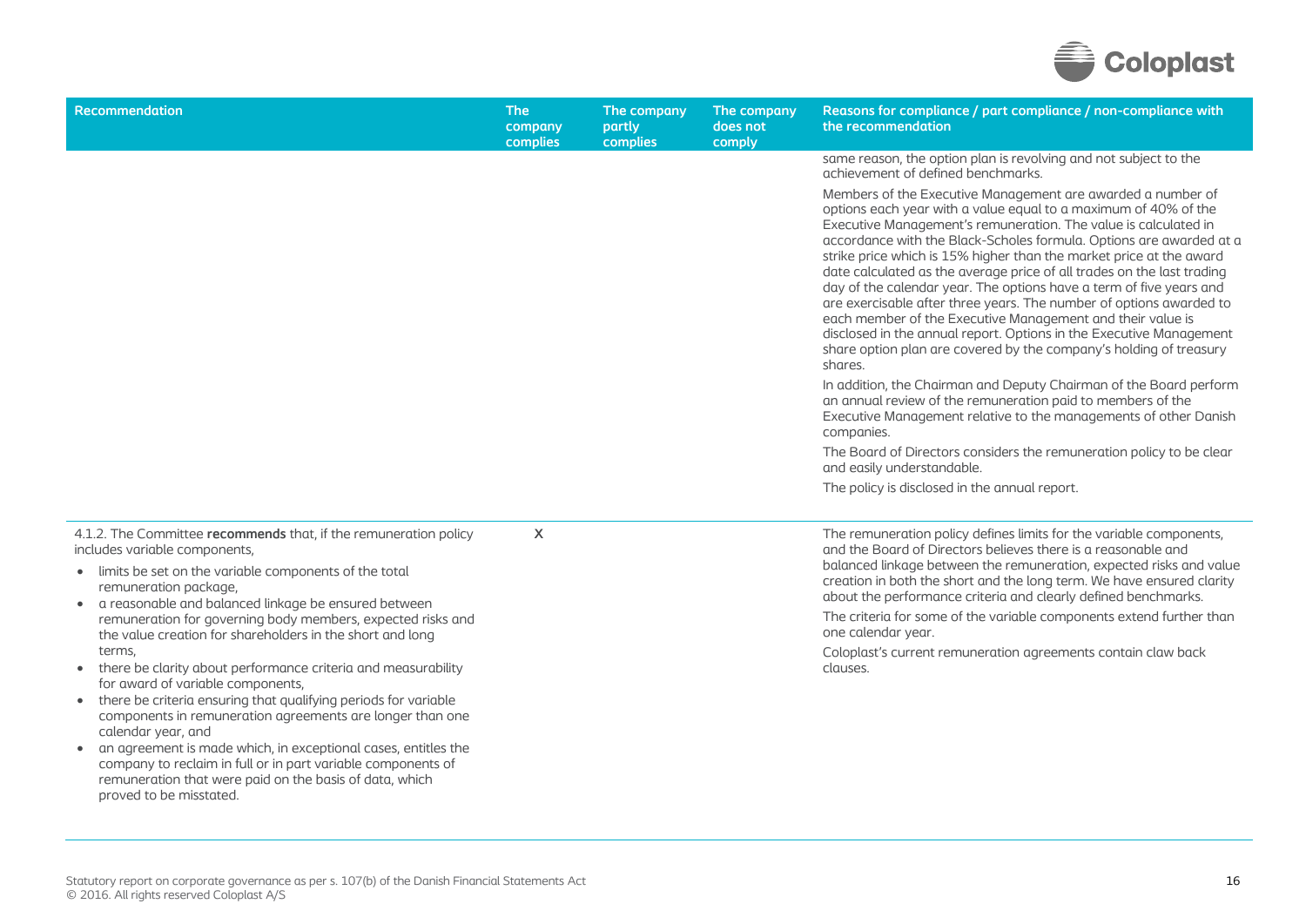| Recommendation | The company complies | The company partly complies | The company does not comply | Reasons for compliance / part compliance / non-compliance with the recommendation |
|---|---|---|---|---|
| | | | | same reason, the option plan is revolving and not subject to the achievement of defined benchmarks.<br><br>Members of the Executive Management are awarded a number of options each year with a value equal to a maximum of 40% of the Executive Management's remuneration. The value is calculated in accordance with the Black-Scholes formula. Options are awarded at a strike price which is 15% higher than the market price at the award date calculated as the average price of all trades on the last trading day of the calendar year. The options have a term of five years and are exercisable after three years. The number of options awarded to each member of the Executive Management and their value is disclosed in the annual report. Options in the Executive Management share option plan are covered by the company's holding of treasury shares.<br><br>In addition, the Chairman and Deputy Chairman of the Board perform an annual review of the remuneration paid to members of the Executive Management relative to the managements of other Danish companies.<br><br>The Board of Directors considers the remuneration policy to be clear and easily understandable.<br><br>The policy is disclosed in the annual report. |
| 4.1.2. The Committee **recommends** that, if the remuneration policy includes variable components,<br>• limits be set on the variable components of the total remuneration package,<br>• a reasonable and balanced linkage be ensured between remuneration for governing body members, expected risks and the value creation for shareholders in the short and long terms,<br>• there be clarity about performance criteria and measurability for award of variable components,<br>• there be criteria ensuring that qualifying periods for variable components in remuneration agreements are longer than one calendar year, and<br>• an agreement is made which, in exceptional cases, entitles the company to reclaim in full or in part variable components of remuneration that were paid on the basis of data, which proved to be misstated. | X | | | The remuneration policy defines limits for the variable components, and the Board of Directors believes there is a reasonable and balanced linkage between the remuneration, expected risks and value creation in both the short and the long term. We have ensured clarity about the performance criteria and clearly defined benchmarks.<br><br>The criteria for some of the variable components extend further than one calendar year.<br><br>Coloplast's current remuneration agreements contain claw back clauses. |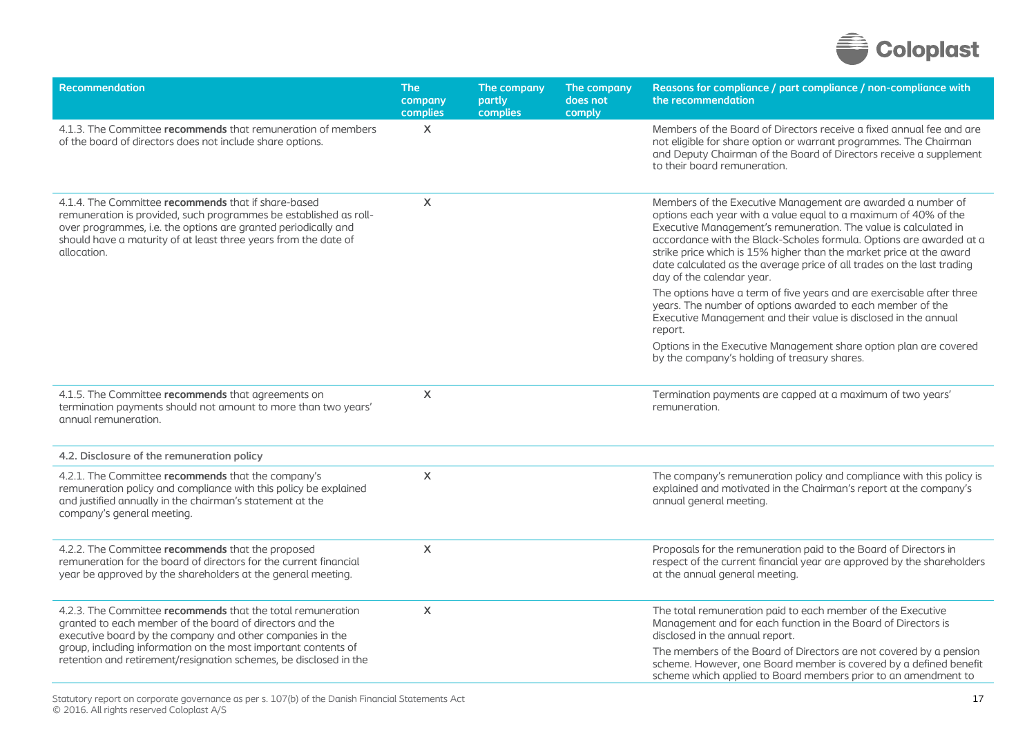| Recommendation | The company complies | The company partly complies | The company does not comply | Reasons for compliance / part compliance / non-compliance with the recommendation |
|---|---|---|---|---|
| 4.1.3. The Committee **recommends** that remuneration of members of the board of directors does not include share options. | X | | | Members of the Board of Directors receive a fixed annual fee and are not eligible for share option or warrant programmes. The Chairman and Deputy Chairman of the Board of Directors receive a supplement to their board remuneration. |
| 4.1.4. The Committee **recommends** that if share-based remuneration is provided, such programmes be established as roll-over programmes, i.e. the options are granted periodically and should have a maturity of at least three years from the date of allocation. | X | | | Members of the Executive Management are awarded a number of options each year with a value equal to a maximum of 40% of the Executive Management's remuneration. The value is calculated in accordance with the Black-Scholes formula. Options are awarded at a strike price which is 15% higher than the market price at the award date calculated as the average price of all trades on the last trading day of the calendar year. The options have a term of five years and are exercisable after three years. The number of options awarded to each member of the Executive Management and their value is disclosed in the annual report. Options in the Executive Management share option plan are covered by the company's holding of treasury shares. |
| 4.1.5. The Committee **recommends** that agreements on termination payments should not amount to more than two years' annual remuneration. | X | | | Termination payments are capped at a maximum of two years' remuneration. |
| **4.2. Disclosure of the remuneration policy** | | | | |
| 4.2.1. The Committee **recommends** that the company's remuneration policy and compliance with this policy be explained and justified annually in the chairman's statement at the company's general meeting. | X | | | The company's remuneration policy and compliance with this policy is explained and motivated in the Chairman's report at the company's annual general meeting. |
| 4.2.2. The Committee **recommends** that the proposed remuneration for the board of directors for the current financial year be approved by the shareholders at the general meeting. | X | | | Proposals for the remuneration paid to the Board of Directors in respect of the current financial year are approved by the shareholders at the annual general meeting. |
| 4.2.3. The Committee **recommends** that the total remuneration granted to each member of the board of directors and the executive board by the company and other companies in the group, including information on the most important contents of retention and retirement/resignation schemes, be disclosed in the | X | | | The total remuneration paid to each member of the Executive Management and for each function in the Board of Directors is disclosed in the annual report. The members of the Board of Directors are not covered by a pension scheme. However, one Board member is covered by a defined benefit scheme which applied to Board members prior to an amendment to |

Statutory report on corporate governance as per s. 107(b) of the Danish Financial Statements Act
© 2016. All rights reserved Coloplast A/S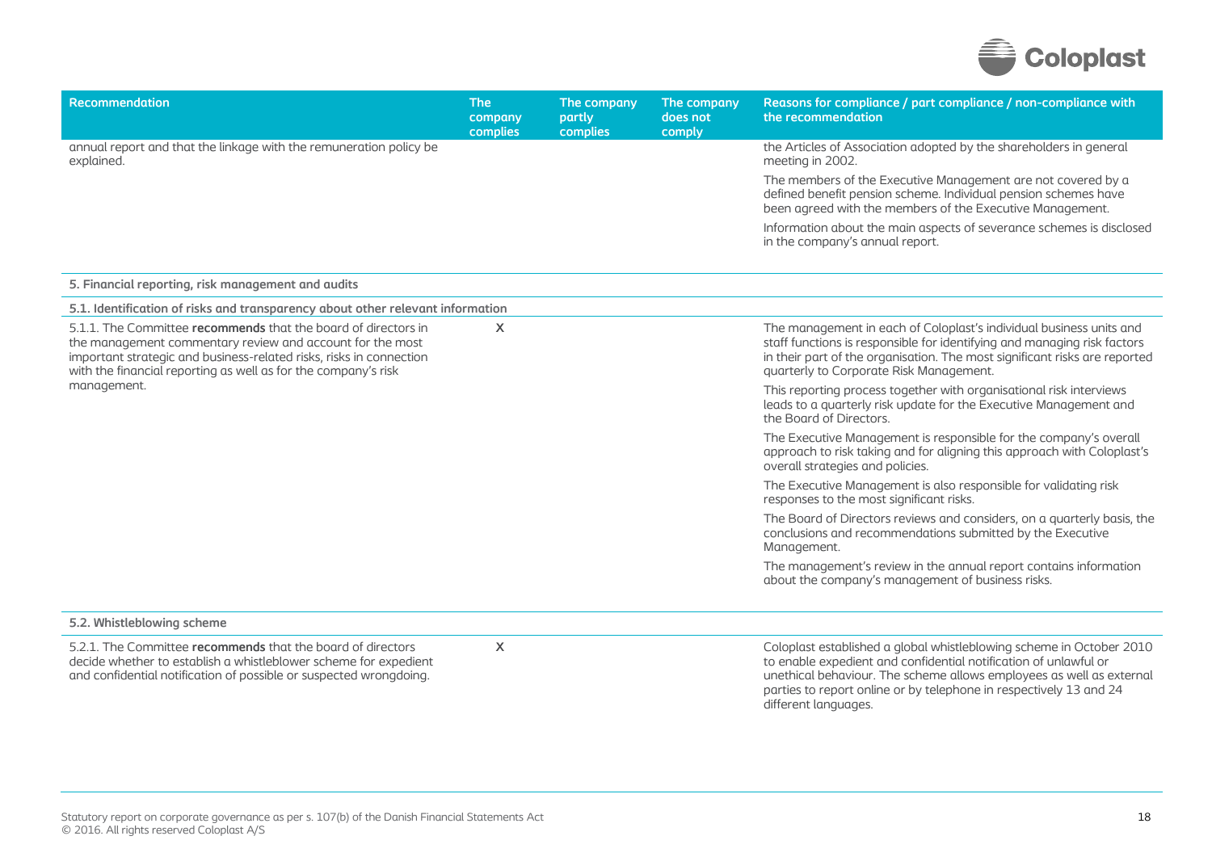| Recommendation | The company complies | The company partly complies | The company does not comply | Reasons for compliance / part compliance / non-compliance with the recommendation |
|---|---|---|---|---|
| annual report and that the linkage with the remuneration policy be explained. | | | | the Articles of Association adopted by the shareholders in general meeting in 2002.<br><br>The members of the Executive Management are not covered by a defined benefit pension scheme. Individual pension schemes have been agreed with the members of the Executive Management.<br><br>Information about the main aspects of severance schemes is disclosed in the company's annual report. |
| **5. Financial reporting, risk management and audits** | | | | |
| **5.1. Identification of risks and transparency about other relevant information** | | | | |
| 5.1.1. The Committee **recommends** that the board of directors in the management commentary review and account for the most important strategic and business-related risks, risks in connection with the financial reporting as well as for the company's risk management. | X | | | The management in each of Coloplast's individual business units and staff functions is responsible for identifying and managing risk factors in their part of the organisation. The most significant risks are reported quarterly to Corporate Risk Management.<br><br>This reporting process together with organisational risk interviews leads to a quarterly risk update for the Executive Management and the Board of Directors.<br><br>The Executive Management is responsible for the company's overall approach to risk taking and for aligning this approach with Coloplast's overall strategies and policies.<br><br>The Executive Management is also responsible for validating risk responses to the most significant risks.<br><br>The Board of Directors reviews and considers, on a quarterly basis, the conclusions and recommendations submitted by the Executive Management.<br><br>The management's review in the annual report contains information about the company's management of business risks. |
| **5.2. Whistleblowing scheme** | | | | |
| 5.2.1. The Committee **recommends** that the board of directors decide whether to establish a whistleblower scheme for expedient and confidential notification of possible or suspected wrongdoing. | X | | | Coloplast established a global whistleblowing scheme in October 2010 to enable expedient and confidential notification of unlawful or unethical behaviour. The scheme allows employees as well as external parties to report online or by telephone in respectively 13 and 24 different languages. |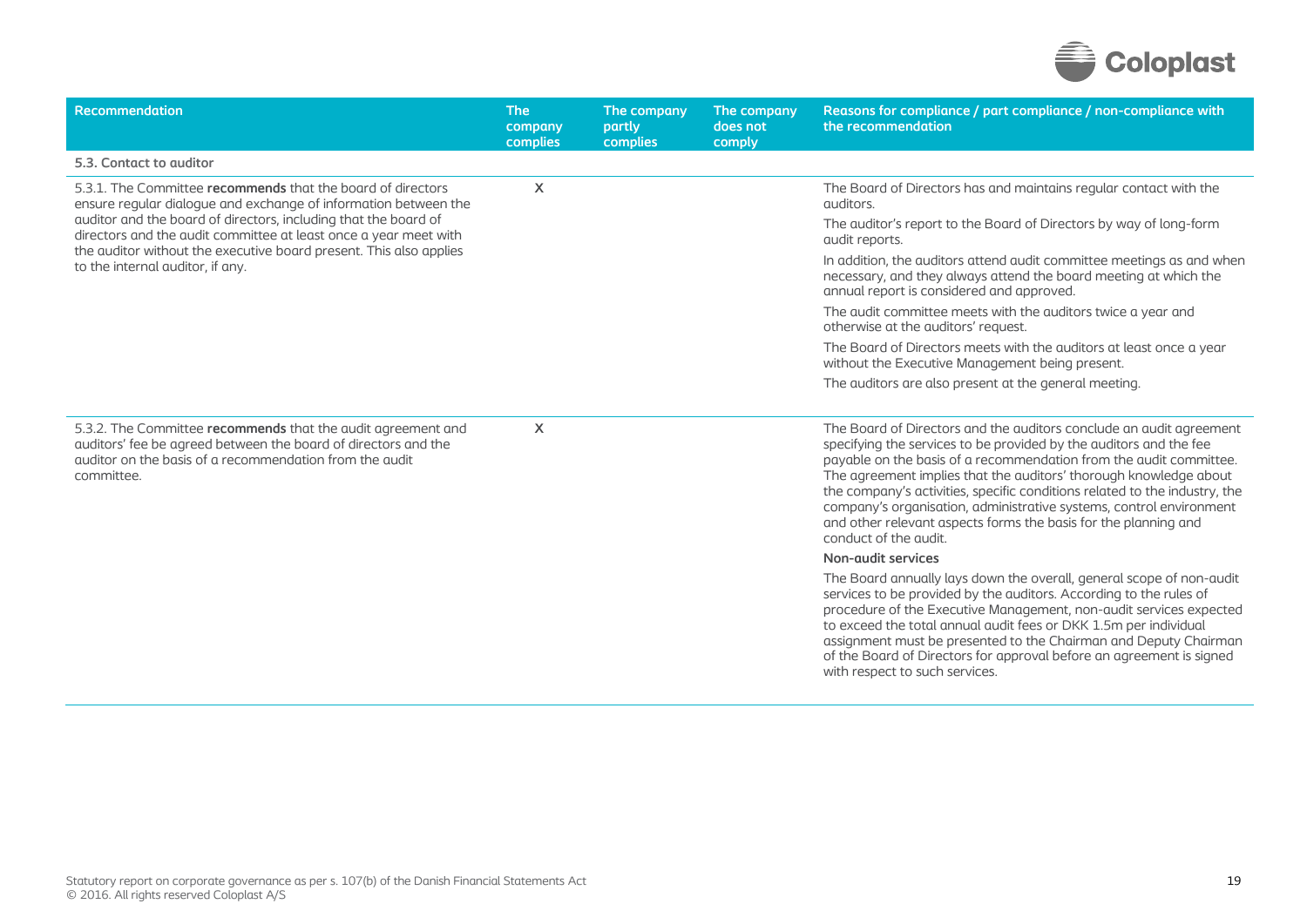| Recommendation | The company complies | The company partly complies | The company does not comply | Reasons for compliance / part compliance / non-compliance with the recommendation |
|---|---|---|---|---|
| **5.3. Contact to auditor** | | | | |
| 5.3.1. The Committee **recommends** that the board of directors ensure regular dialogue and exchange of information between the auditor and the board of directors, including that the board of directors and the audit committee at least once a year meet with the auditor without the executive board present. This also applies to the internal auditor, if any. | X | | | The Board of Directors has and maintains regular contact with the auditors.<br><br>The auditor's report to the Board of Directors by way of long-form audit reports.<br><br>In addition, the auditors attend audit committee meetings as and when necessary, and they always attend the board meeting at which the annual report is considered and approved.<br><br>The audit committee meets with the auditors twice a year and otherwise at the auditors' request.<br><br>The Board of Directors meets with the auditors at least once a year without the Executive Management being present.<br><br>The auditors are also present at the general meeting. |
| 5.3.2. The Committee **recommends** that the audit agreement and auditors' fee be agreed between the board of directors and the auditor on the basis of a recommendation from the audit committee. | X | | | The Board of Directors and the auditors conclude an audit agreement specifying the services to be provided by the auditors and the fee payable on the basis of a recommendation from the audit committee. The agreement implies that the auditors' thorough knowledge about the company's activities, specific conditions related to the industry, the company's organisation, administrative systems, control environment and other relevant aspects forms the basis for the planning and conduct of the audit.<br><br>**Non-audit services**<br><br>The Board annually lays down the overall, general scope of non-audit services to be provided by the auditors. According to the rules of procedure of the Executive Management, non-audit services expected to exceed the total annual audit fees or DKK 1.5m per individual assignment must be presented to the Chairman and Deputy Chairman of the Board of Directors for approval before an agreement is signed with respect to such services. |